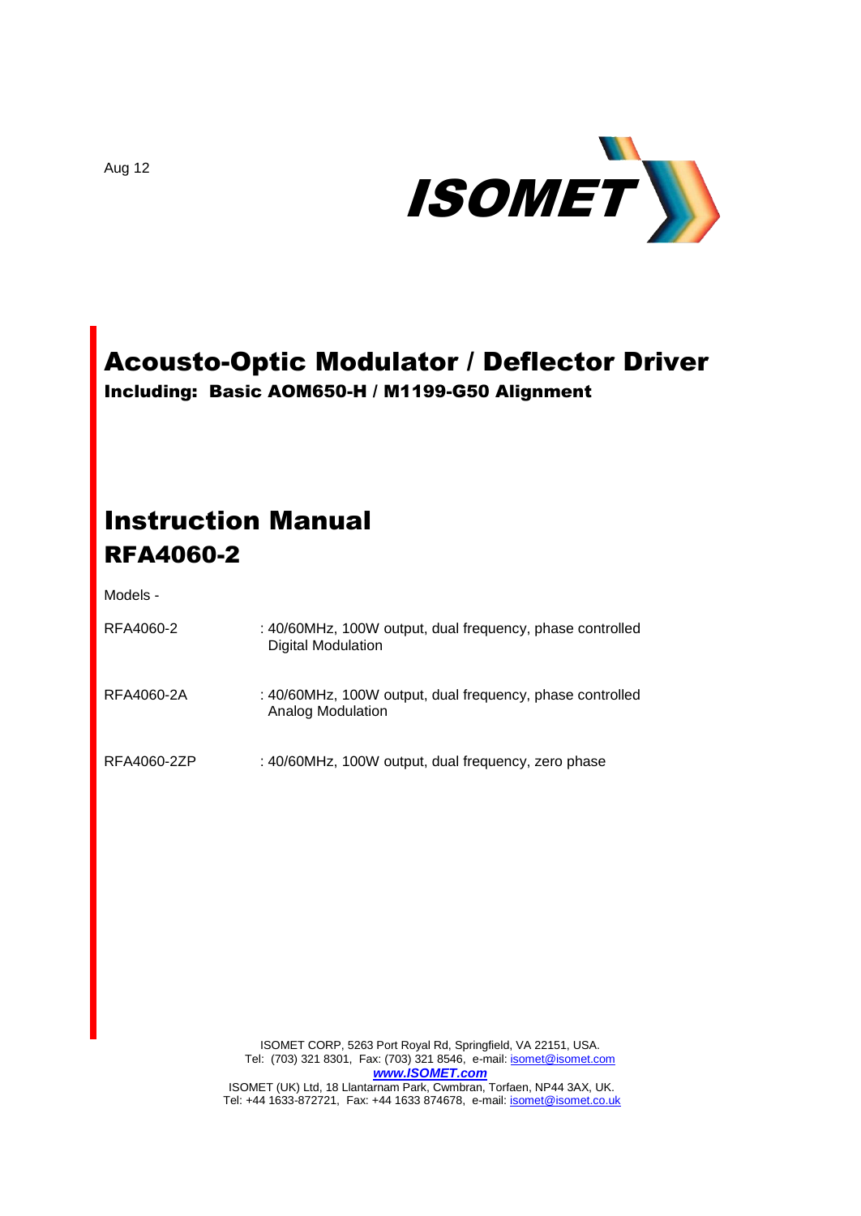Aug 12

ISOMET

# Acousto-Optic Modulator / Deflector Driver

**Including: Basic AOM650-H / M1199-G50 Alignment**

# Instruction Manual
# RFA4060-2

Models -

| | |
|---|---|
| RFA4060-2 | : 40/60MHz, 100W output, dual frequency, phase controlled Digital Modulation |
| RFA4060-2A | : 40/60MHz, 100W output, dual frequency, phase controlled Analog Modulation |
| RFA4060-2ZP | : 40/60MHz, 100W output, dual frequency, zero phase |

ISOMET CORP, 5263 Port Royal Rd, Springfield, VA 22151, USA.
Tel: (703) 321 8301, Fax: (703) 321 8546, e-mail: isomet@isomet.com
***www.ISOMET.com***
ISOMET (UK) Ltd, 18 Llantarnam Park, Cwmbran, Torfaen, NP44 3AX, UK.
Tel: +44 1633-872721, Fax: +44 1633 874678, e-mail: isomet@isomet.co.uk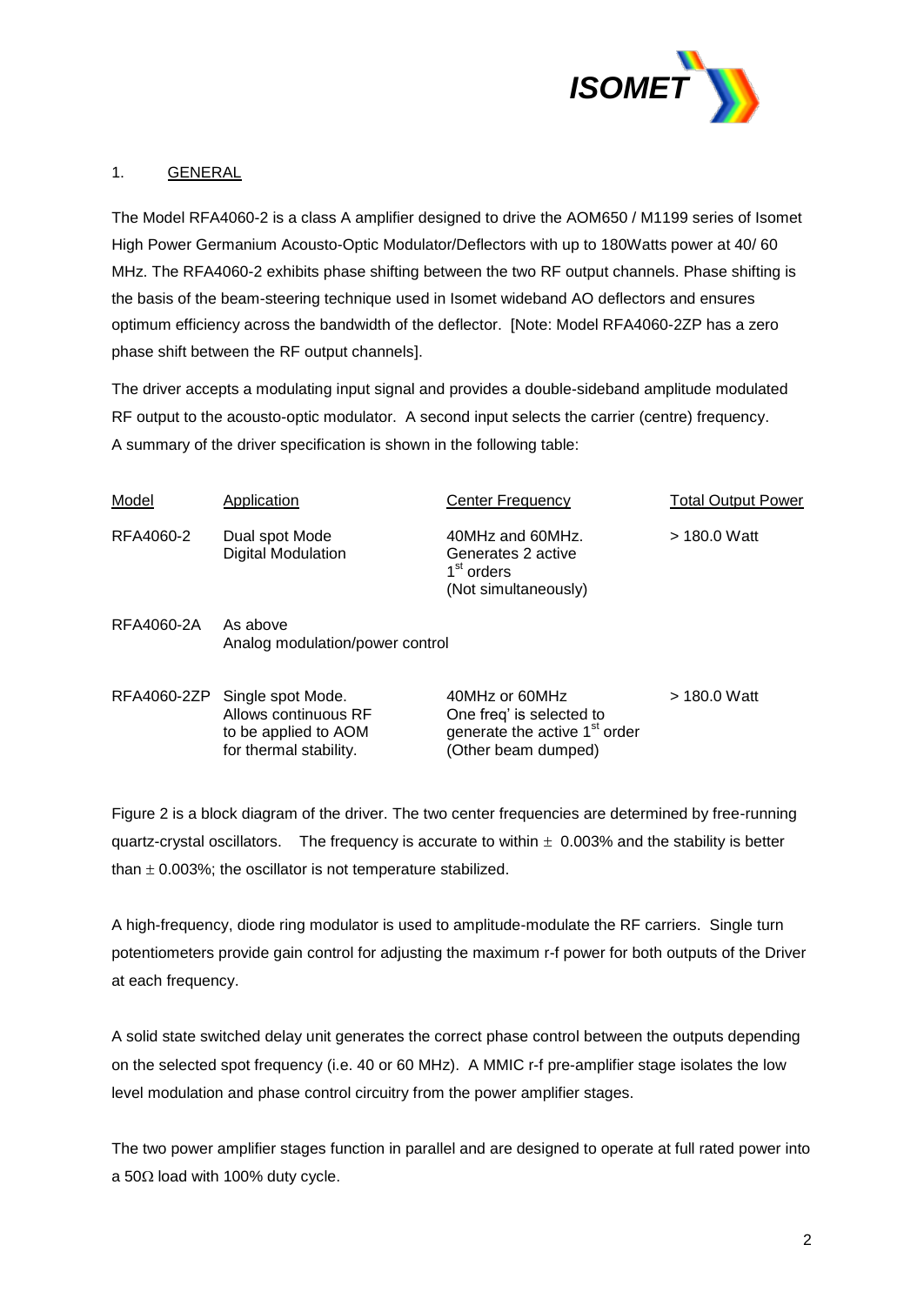## 1. GENERAL

The Model RFA4060-2 is a class A amplifier designed to drive the AOM650 / M1199 series of Isomet High Power Germanium Acousto-Optic Modulator/Deflectors with up to 180Watts power at 40/ 60 MHz. The RFA4060-2 exhibits phase shifting between the two RF output channels. Phase shifting is the basis of the beam-steering technique used in Isomet wideband AO deflectors and ensures optimum efficiency across the bandwidth of the deflector. [Note: Model RFA4060-2ZP has a zero phase shift between the RF output channels].

The driver accepts a modulating input signal and provides a double-sideband amplitude modulated RF output to the acousto-optic modulator. A second input selects the carrier (centre) frequency. A summary of the driver specification is shown in the following table:

| Model | Application | Center Frequency | Total Output Power |
|---|---|---|---|
| RFA4060-2 | Dual spot Mode<br>Digital Modulation | 40MHz and 60MHz.<br>Generates 2 active $1^{st}$ orders<br>(Not simultaneously) | > 180.0 Watt |
| RFA4060-2A | As above<br>Analog modulation/power control | | |
| RFA4060-2ZP | Single spot Mode.<br>Allows continuous RF to be applied to AOM for thermal stability. | 40MHz or 60MHz<br>One freq' is selected to generate the active $1^{st}$ order<br>(Other beam dumped) | > 180.0 Watt |

Figure 2 is a block diagram of the driver. The two center frequencies are determined by free-running quartz-crystal oscillators. The frequency is accurate to within $\pm$ 0.003% and the stability is better than $\pm$ 0.003%; the oscillator is not temperature stabilized.

A high-frequency, diode ring modulator is used to amplitude-modulate the RF carriers. Single turn potentiometers provide gain control for adjusting the maximum r-f power for both outputs of the Driver at each frequency.

A solid state switched delay unit generates the correct phase control between the outputs depending on the selected spot frequency (i.e. 40 or 60 MHz). A MMIC r-f pre-amplifier stage isolates the low level modulation and phase control circuitry from the power amplifier stages.

The two power amplifier stages function in parallel and are designed to operate at full rated power into a 50Ω load with 100% duty cycle.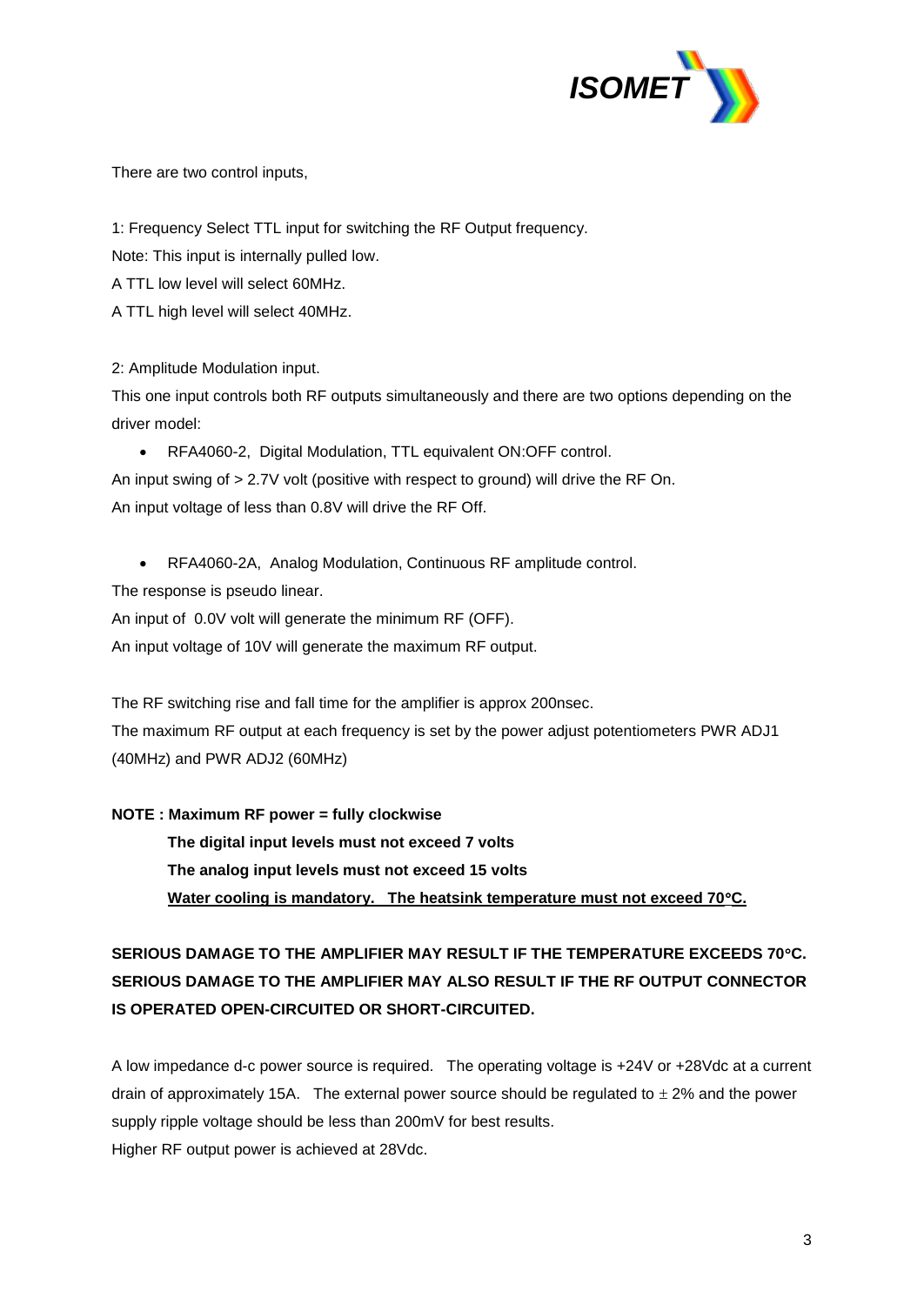There are two control inputs,

1: Frequency Select TTL input for switching the RF Output frequency.

Note: This input is internally pulled low.

A TTL low level will select 60MHz.

A TTL high level will select 40MHz.

2: Amplitude Modulation input.

This one input controls both RF outputs simultaneously and there are two options depending on the driver model:

- RFA4060-2, Digital Modulation, TTL equivalent ON:OFF control.

An input swing of > 2.7V volt (positive with respect to ground) will drive the RF On.

An input voltage of less than 0.8V will drive the RF Off.

- RFA4060-2A, Analog Modulation, Continuous RF amplitude control.

The response is pseudo linear.

An input of 0.0V volt will generate the minimum RF (OFF).

An input voltage of 10V will generate the maximum RF output.

The RF switching rise and fall time for the amplifier is approx 200nsec.

The maximum RF output at each frequency is set by the power adjust potentiometers PWR ADJ1 (40MHz) and PWR ADJ2 (60MHz)

**NOTE : Maximum RF power = fully clockwise**

**The digital input levels must not exceed 7 volts**

**The analog input levels must not exceed 15 volts**

**<u>Water cooling is mandatory. The heatsink temperature must not exceed 70°C.</u>**

**SERIOUS DAMAGE TO THE AMPLIFIER MAY RESULT IF THE TEMPERATURE EXCEEDS 70°C. SERIOUS DAMAGE TO THE AMPLIFIER MAY ALSO RESULT IF THE RF OUTPUT CONNECTOR IS OPERATED OPEN-CIRCUITED OR SHORT-CIRCUITED.**

A low impedance d-c power source is required. The operating voltage is +24V or +28Vdc at a current drain of approximately 15A. The external power source should be regulated to ± 2% and the power supply ripple voltage should be less than 200mV for best results.

Higher RF output power is achieved at 28Vdc.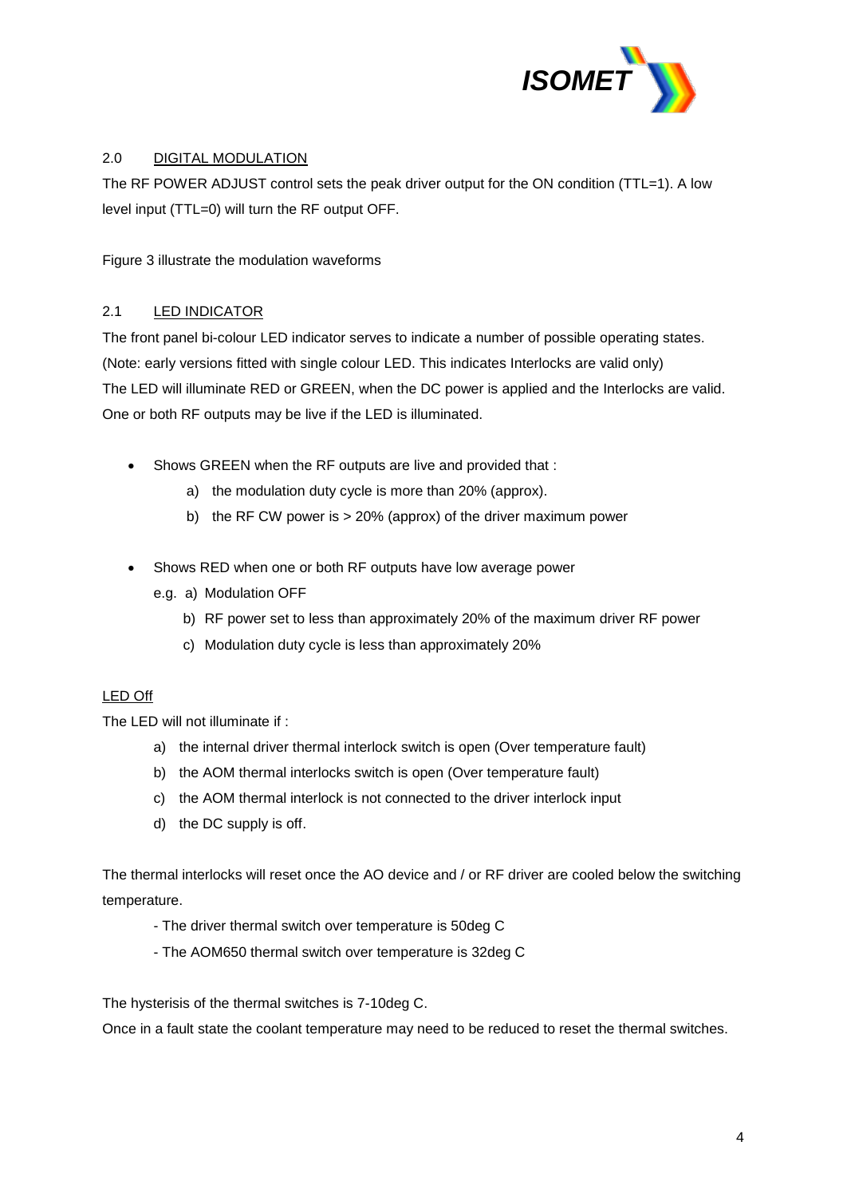## 2.0 DIGITAL MODULATION

The RF POWER ADJUST control sets the peak driver output for the ON condition (TTL=1). A low level input (TTL=0) will turn the RF output OFF.

Figure 3 illustrate the modulation waveforms

## 2.1 LED INDICATOR

The front panel bi-colour LED indicator serves to indicate a number of possible operating states. (Note: early versions fitted with single colour LED. This indicates Interlocks are valid only)
The LED will illuminate RED or GREEN, when the DC power is applied and the Interlocks are valid. One or both RF outputs may be live if the LED is illuminated.

- Shows GREEN when the RF outputs are live and provided that :
  a) the modulation duty cycle is more than 20% (approx).
  b) the RF CW power is > 20% (approx) of the driver maximum power

- Shows RED when one or both RF outputs have low average power
  e.g. a) Modulation OFF
  b) RF power set to less than approximately 20% of the maximum driver RF power
  c) Modulation duty cycle is less than approximately 20%

<u>LED Off</u>

The LED will not illuminate if :

a) the internal driver thermal interlock switch is open (Over temperature fault)
b) the AOM thermal interlocks switch is open (Over temperature fault)
c) the AOM thermal interlock is not connected to the driver interlock input
d) the DC supply is off.

The thermal interlocks will reset once the AO device and / or RF driver are cooled below the switching temperature.

- The driver thermal switch over temperature is 50deg C
- The AOM650 thermal switch over temperature is 32deg C

The hysterisis of the thermal switches is 7-10deg C.
Once in a fault state the coolant temperature may need to be reduced to reset the thermal switches.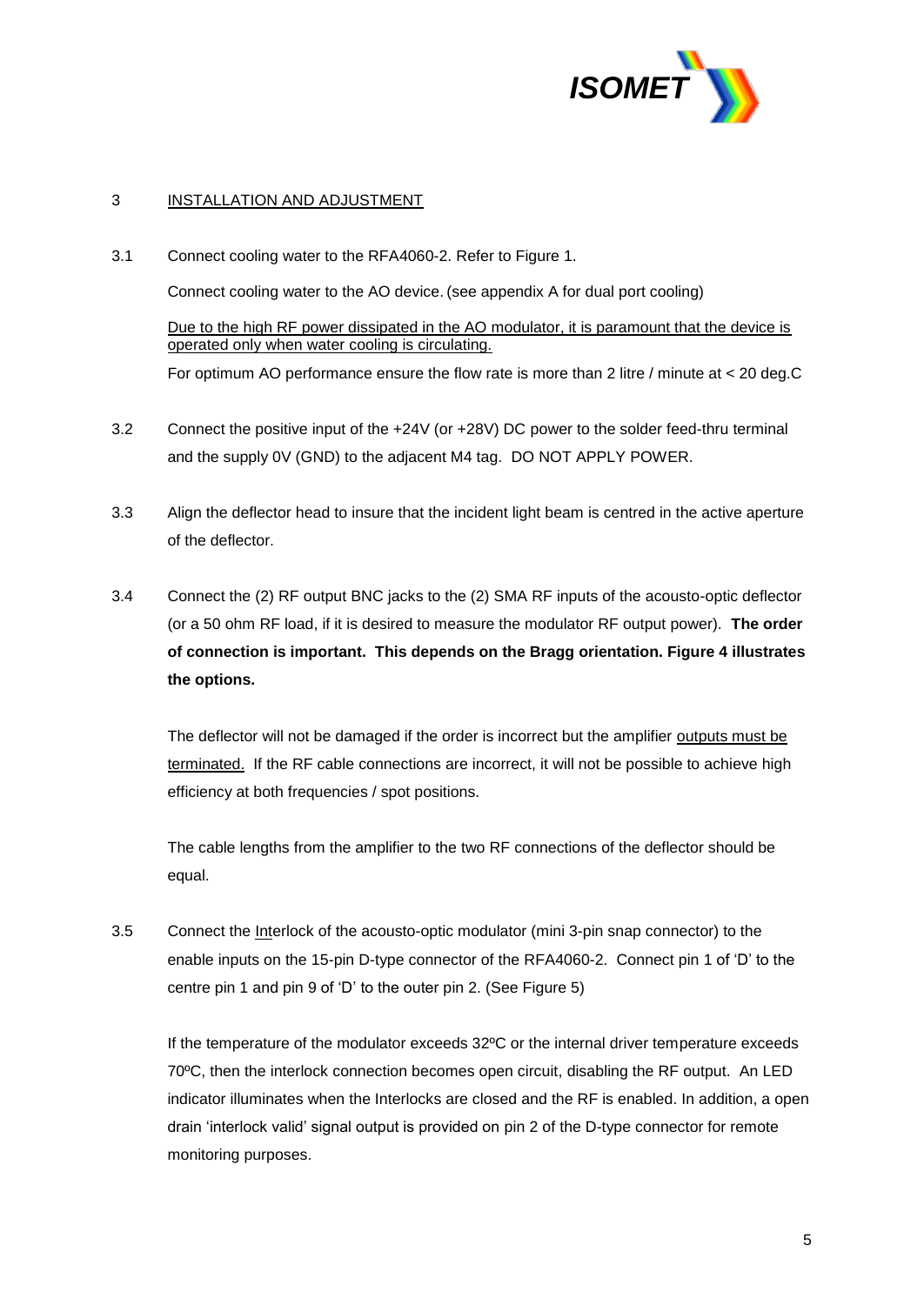## 3 INSTALLATION AND ADJUSTMENT

3.1 Connect cooling water to the RFA4060-2. Refer to Figure 1.

Connect cooling water to the AO device. (see appendix A for dual port cooling)

<u>Due to the high RF power dissipated in the AO modulator, it is paramount that the device is operated only when water cooling is circulating.</u>

For optimum AO performance ensure the flow rate is more than 2 litre / minute at < 20 deg.C

3.2 Connect the positive input of the +24V (or +28V) DC power to the solder feed-thru terminal and the supply 0V (GND) to the adjacent M4 tag. DO NOT APPLY POWER.

3.3 Align the deflector head to insure that the incident light beam is centred in the active aperture of the deflector.

3.4 Connect the (2) RF output BNC jacks to the (2) SMA RF inputs of the acousto-optic deflector (or a 50 ohm RF load, if it is desired to measure the modulator RF output power). **The order of connection is important. This depends on the Bragg orientation. Figure 4 illustrates the options.**

The deflector will not be damaged if the order is incorrect but the amplifier <u>outputs must be terminated.</u> If the RF cable connections are incorrect, it will not be possible to achieve high efficiency at both frequencies / spot positions.

The cable lengths from the amplifier to the two RF connections of the deflector should be equal.

3.5 Connect the <u>Int</u>erlock of the acousto-optic modulator (mini 3-pin snap connector) to the enable inputs on the 15-pin D-type connector of the RFA4060-2. Connect pin 1 of 'D' to the centre pin 1 and pin 9 of 'D' to the outer pin 2. (See Figure 5)

If the temperature of the modulator exceeds 32ºC or the internal driver temperature exceeds 70ºC, then the interlock connection becomes open circuit, disabling the RF output. An LED indicator illuminates when the Interlocks are closed and the RF is enabled. In addition, a open drain 'interlock valid' signal output is provided on pin 2 of the D-type connector for remote monitoring purposes.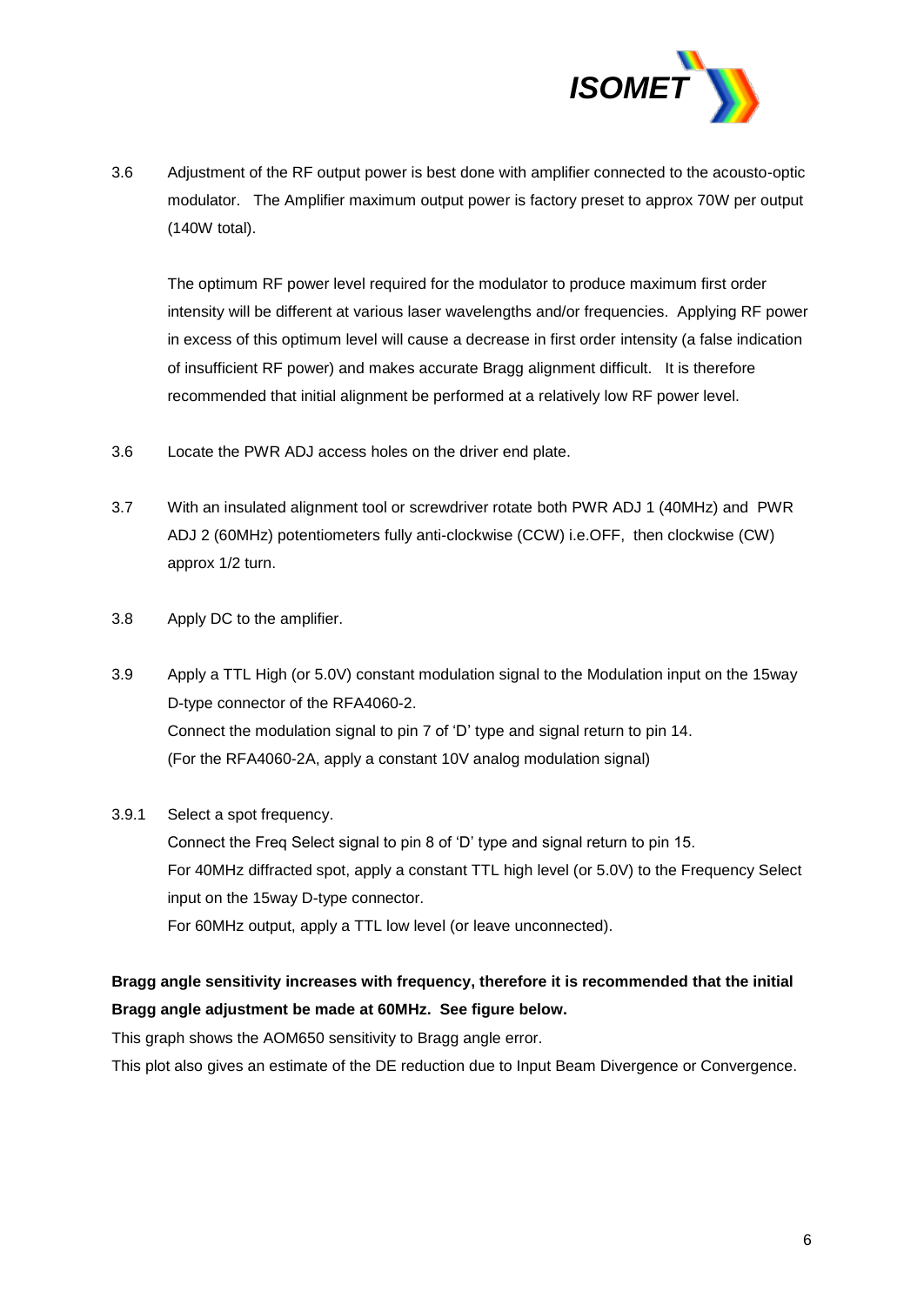3.6 Adjustment of the RF output power is best done with amplifier connected to the acousto-optic modulator. The Amplifier maximum output power is factory preset to approx 70W per output (140W total).

The optimum RF power level required for the modulator to produce maximum first order intensity will be different at various laser wavelengths and/or frequencies. Applying RF power in excess of this optimum level will cause a decrease in first order intensity (a false indication of insufficient RF power) and makes accurate Bragg alignment difficult. It is therefore recommended that initial alignment be performed at a relatively low RF power level.

3.6 Locate the PWR ADJ access holes on the driver end plate.

3.7 With an insulated alignment tool or screwdriver rotate both PWR ADJ 1 (40MHz) and PWR ADJ 2 (60MHz) potentiometers fully anti-clockwise (CCW) i.e.OFF, then clockwise (CW) approx 1/2 turn.

3.8 Apply DC to the amplifier.

3.9 Apply a TTL High (or 5.0V) constant modulation signal to the Modulation input on the 15way D-type connector of the RFA4060-2.
Connect the modulation signal to pin 7 of 'D' type and signal return to pin 14.
(For the RFA4060-2A, apply a constant 10V analog modulation signal)

3.9.1 Select a spot frequency.
Connect the Freq Select signal to pin 8 of 'D' type and signal return to pin 15.
For 40MHz diffracted spot, apply a constant TTL high level (or 5.0V) to the Frequency Select input on the 15way D-type connector.
For 60MHz output, apply a TTL low level (or leave unconnected).

**Bragg angle sensitivity increases with frequency, therefore it is recommended that the initial Bragg angle adjustment be made at 60MHz. See figure below.**

This graph shows the AOM650 sensitivity to Bragg angle error.

This plot also gives an estimate of the DE reduction due to Input Beam Divergence or Convergence.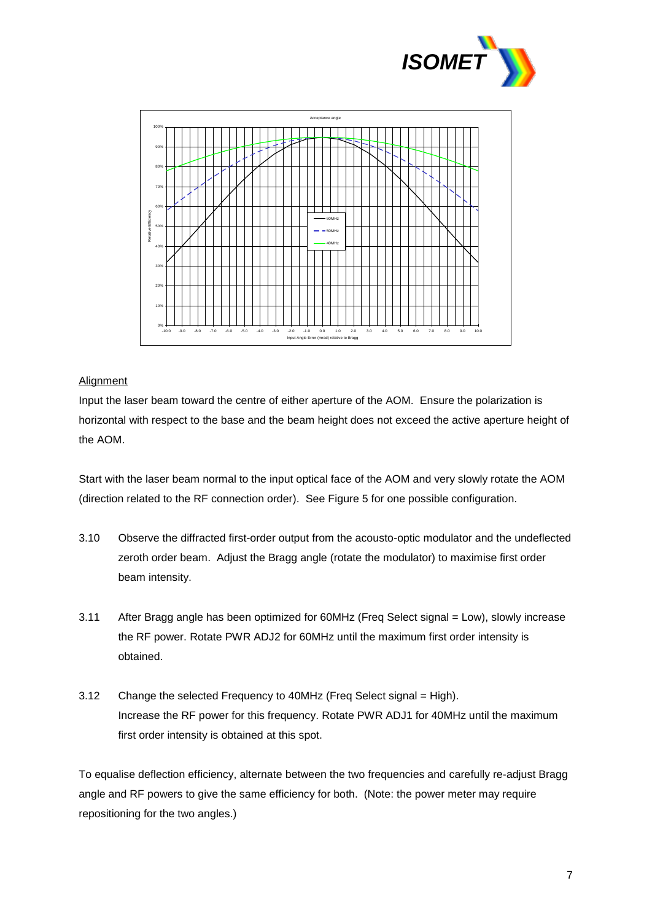## Alignment

Input the laser beam toward the centre of either aperture of the AOM. Ensure the polarization is horizontal with respect to the base and the beam height does not exceed the active aperture height of the AOM.

Start with the laser beam normal to the input optical face of the AOM and very slowly rotate the AOM (direction related to the RF connection order). See Figure 5 for one possible configuration.

3.10 Observe the diffracted first-order output from the acousto-optic modulator and the undeflected zeroth order beam. Adjust the Bragg angle (rotate the modulator) to maximise first order beam intensity.

3.11 After Bragg angle has been optimized for 60MHz (Freq Select signal = Low), slowly increase the RF power. Rotate PWR ADJ2 for 60MHz until the maximum first order intensity is obtained.

3.12 Change the selected Frequency to 40MHz (Freq Select signal = High). Increase the RF power for this frequency. Rotate PWR ADJ1 for 40MHz until the maximum first order intensity is obtained at this spot.

To equalise deflection efficiency, alternate between the two frequencies and carefully re-adjust Bragg angle and RF powers to give the same efficiency for both. (Note: the power meter may require repositioning for the two angles.)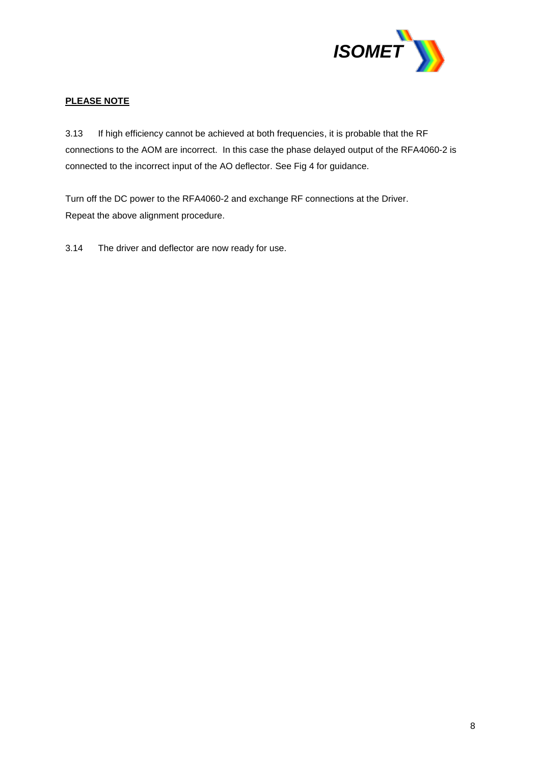**PLEASE NOTE**

3.13 If high efficiency cannot be achieved at both frequencies, it is probable that the RF connections to the AOM are incorrect. In this case the phase delayed output of the RFA4060-2 is connected to the incorrect input of the AO deflector. See Fig 4 for guidance.

Turn off the DC power to the RFA4060-2 and exchange RF connections at the Driver.
Repeat the above alignment procedure.

3.14 The driver and deflector are now ready for use.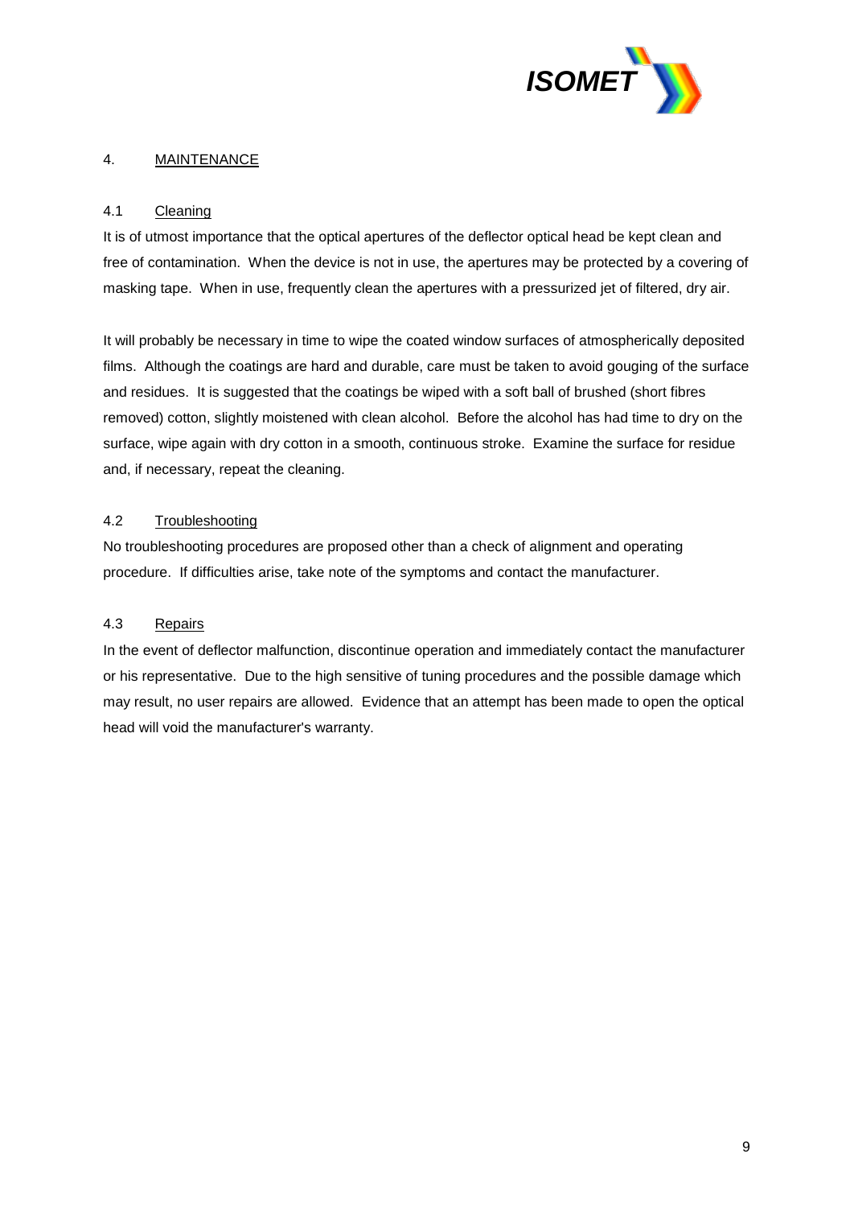## 4. MAINTENANCE

### 4.1 Cleaning

It is of utmost importance that the optical apertures of the deflector optical head be kept clean and free of contamination. When the device is not in use, the apertures may be protected by a covering of masking tape. When in use, frequently clean the apertures with a pressurized jet of filtered, dry air.

It will probably be necessary in time to wipe the coated window surfaces of atmospherically deposited films. Although the coatings are hard and durable, care must be taken to avoid gouging of the surface and residues. It is suggested that the coatings be wiped with a soft ball of brushed (short fibres removed) cotton, slightly moistened with clean alcohol. Before the alcohol has had time to dry on the surface, wipe again with dry cotton in a smooth, continuous stroke. Examine the surface for residue and, if necessary, repeat the cleaning.

### 4.2 Troubleshooting

No troubleshooting procedures are proposed other than a check of alignment and operating procedure. If difficulties arise, take note of the symptoms and contact the manufacturer.

### 4.3 Repairs

In the event of deflector malfunction, discontinue operation and immediately contact the manufacturer or his representative. Due to the high sensitive of tuning procedures and the possible damage which may result, no user repairs are allowed. Evidence that an attempt has been made to open the optical head will void the manufacturer's warranty.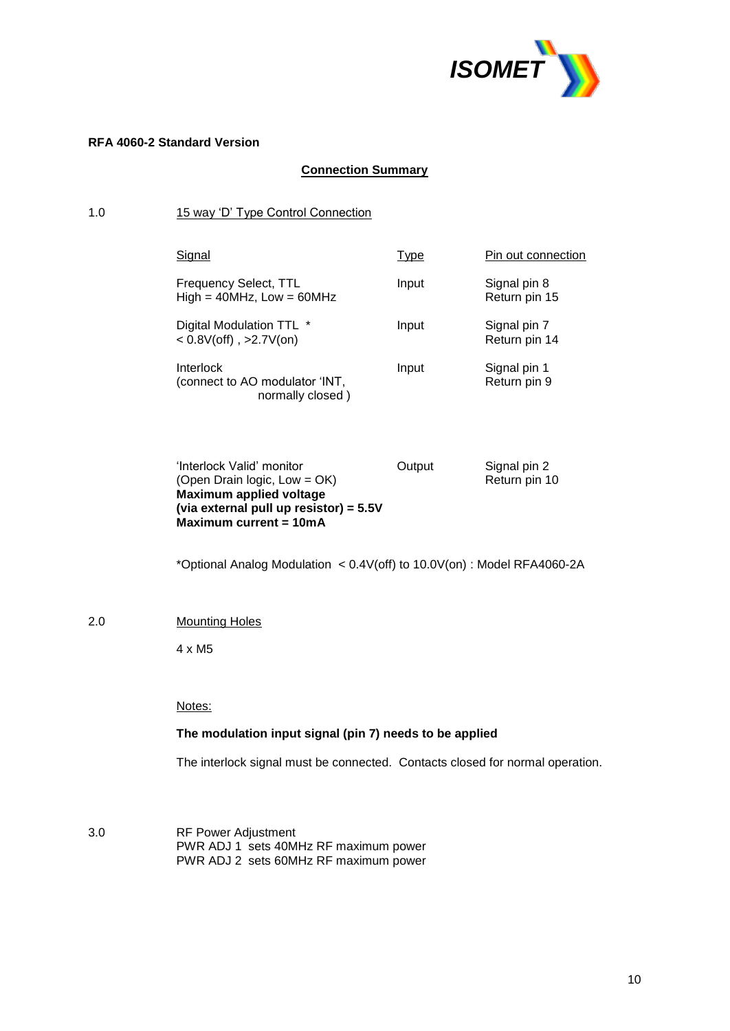**RFA 4060-2 Standard Version**

## Connection Summary

1.0 15 way 'D' Type Control Connection

| Signal | Type | Pin out connection |
|---|---|---|
| Frequency Select, TTL<br>High = 40MHz, Low = 60MHz | Input | Signal pin 8<br>Return pin 15 |
| Digital Modulation TTL *<br>< 0.8V(off) , >2.7V(on) | Input | Signal pin 7<br>Return pin 14 |
| Interlock<br>(connect to AO modulator 'INT,<br>normally closed ) | Input | Signal pin 1<br>Return pin 9 |
| 'Interlock Valid' monitor<br>(Open Drain logic, Low = OK)<br>**Maximum applied voltage**<br>**(via external pull up resistor) = 5.5V**<br>**Maximum current = 10mA** | Output | Signal pin 2<br>Return pin 10 |

*Optional Analog Modulation < 0.4V(off) to 10.0V(on) : Model RFA4060-2A

2.0 Mounting Holes

4 x M5

Notes:

**The modulation input signal (pin 7) needs to be applied**

The interlock signal must be connected. Contacts closed for normal operation.

3.0 RF Power Adjustment
PWR ADJ 1 sets 40MHz RF maximum power
PWR ADJ 2 sets 60MHz RF maximum power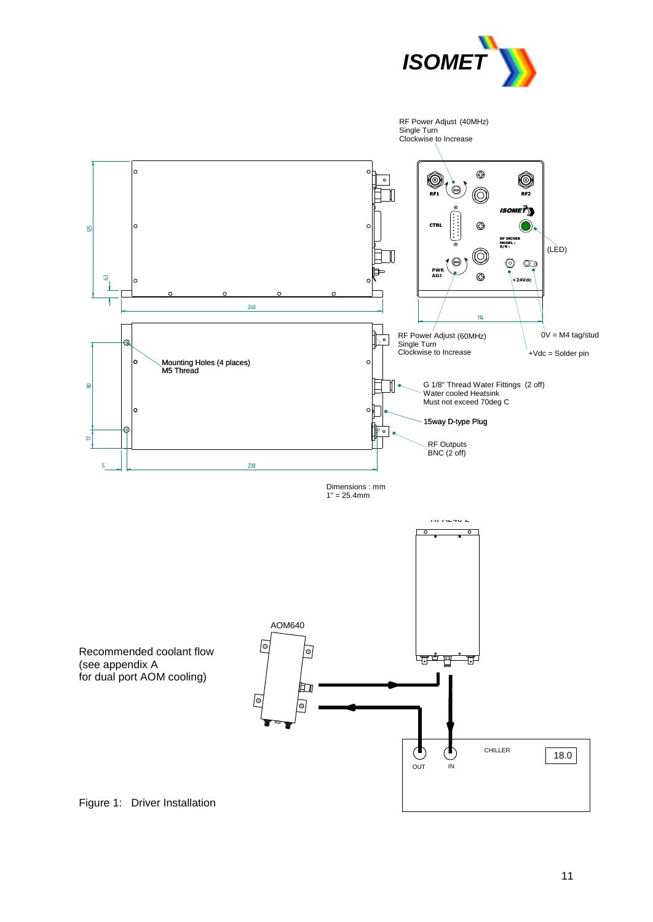RF Power Adjust (40MHz)
Single Turn
Clockwise to Increase

RF1

RF2

CTRL

PWR ADJ

RF DRIVER
MODEL :
S/N :

+24Vdc

(LED)

125

63

240

114

RF Power Adjust (60MHz)
Single Turn
Clockwise to Increase

0V = M4 tag/stud

+Vdc = Solder pin

Mounting Holes (4 places)
M5 Thread

80

17

5

230

G 1/8" Thread Water Fittings (2 off)
Water cooled Heatsink
Must not exceed 70deg C

15way D-type Plug

RF Outputs
BNC (2 off)

Dimensions : mm
1" = 25.4mm

AOM640

Recommended coolant flow
(see appendix A
for dual port AOM cooling)

CHILLER

18.0

OUT

IN

Figure 1: Driver Installation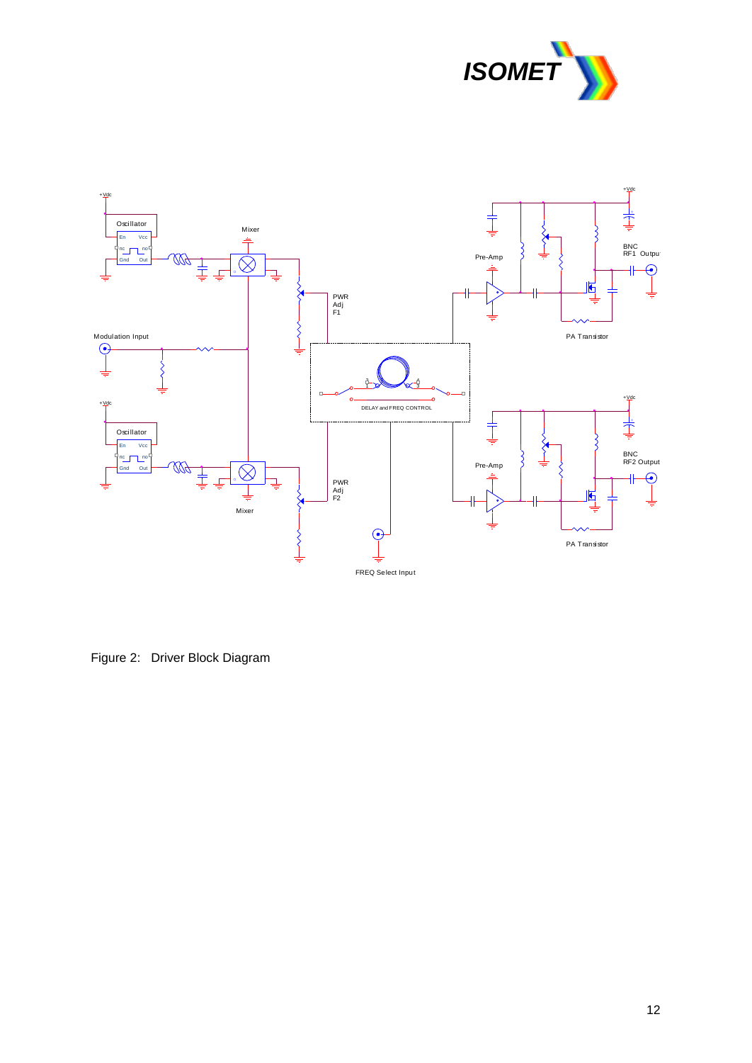Figure 2: Driver Block Diagram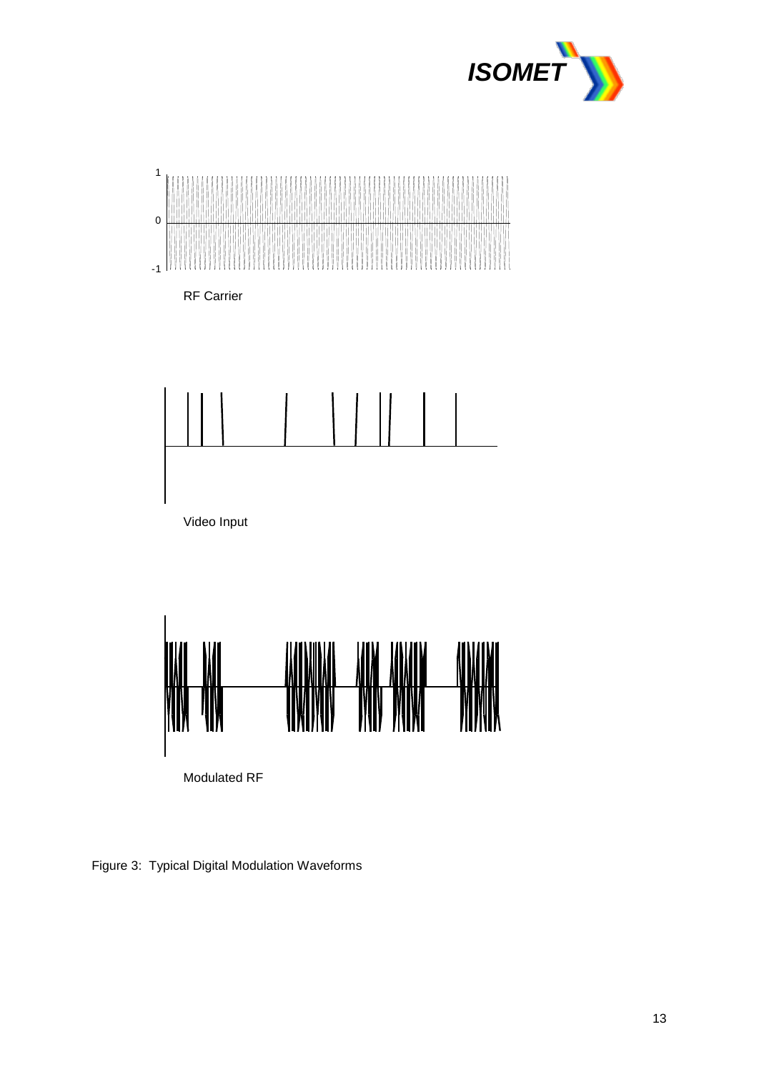1

0

-1

RF Carrier

Video Input

Modulated RF

Figure 3: Typical Digital Modulation Waveforms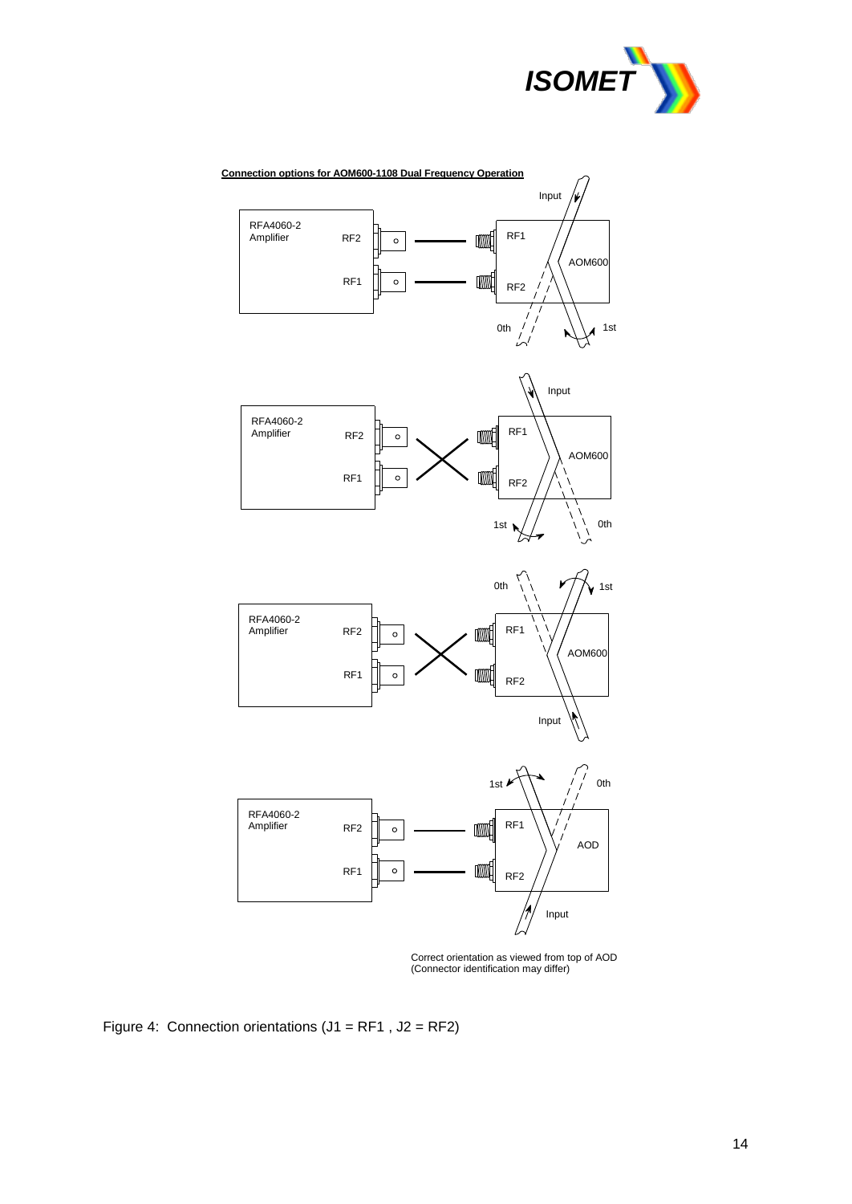**Connection options for AOM600-1108 Dual Frequency Operation**

Correct orientation as viewed from top of AOD
(Connector identification may differ)

Figure 4: Connection orientations (J1 = RF1 , J2 = RF2)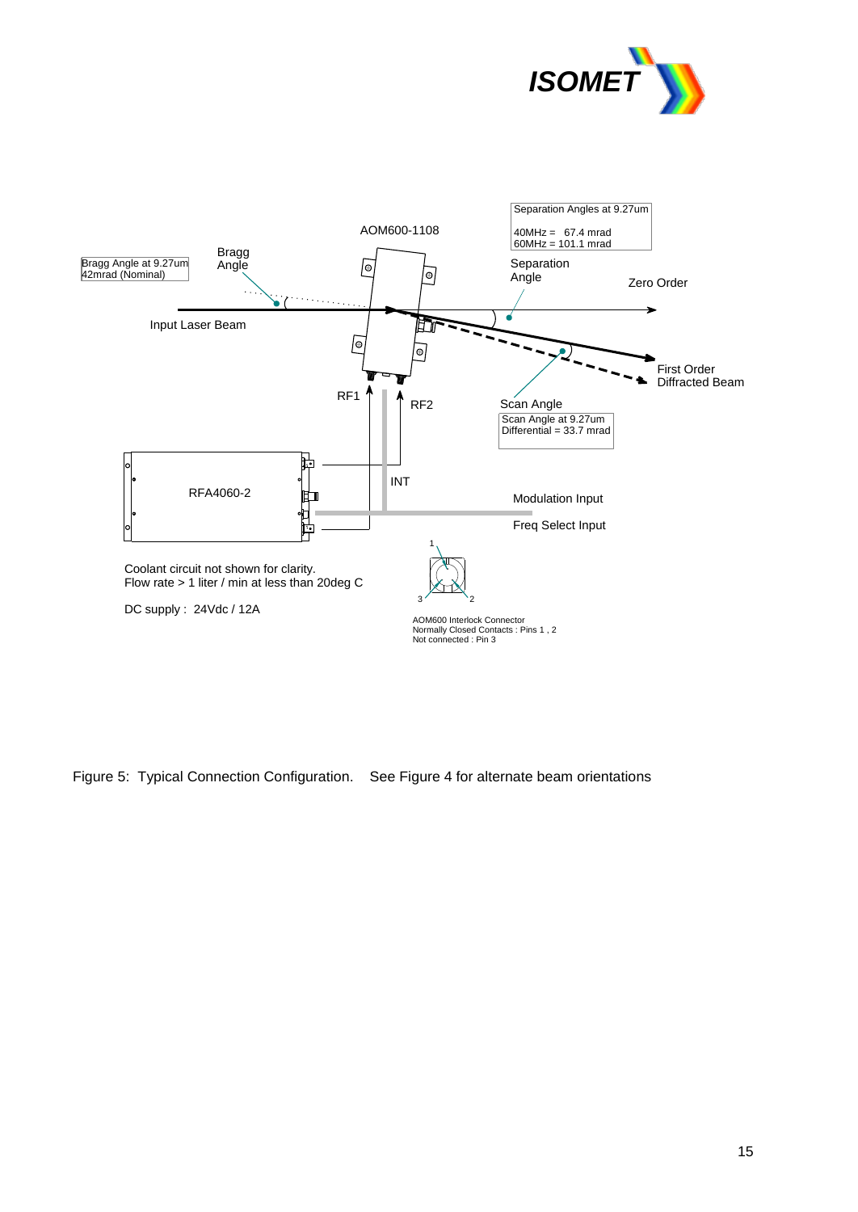Bragg Angle at 9.27um
42mrad (Nominal)

Bragg Angle

AOM600-1108

Separation Angles at 9.27um

40MHz = 67.4 mrad
60MHz = 101.1 mrad

Separation Angle

Zero Order

Input Laser Beam

First Order Diffracted Beam

RF1

RF2

Scan Angle

Scan Angle at 9.27um
Differential = 33.7 mrad

RFA4060-2

INT

Modulation Input

Freq Select Input

Coolant circuit not shown for clarity.
Flow rate > 1 liter / min at less than 20deg C

DC supply : 24Vdc / 12A

AOM600 Interlock Connector
Normally Closed Contacts : Pins 1 , 2
Not connected : Pin 3

Figure 5: Typical Connection Configuration. See Figure 4 for alternate beam orientations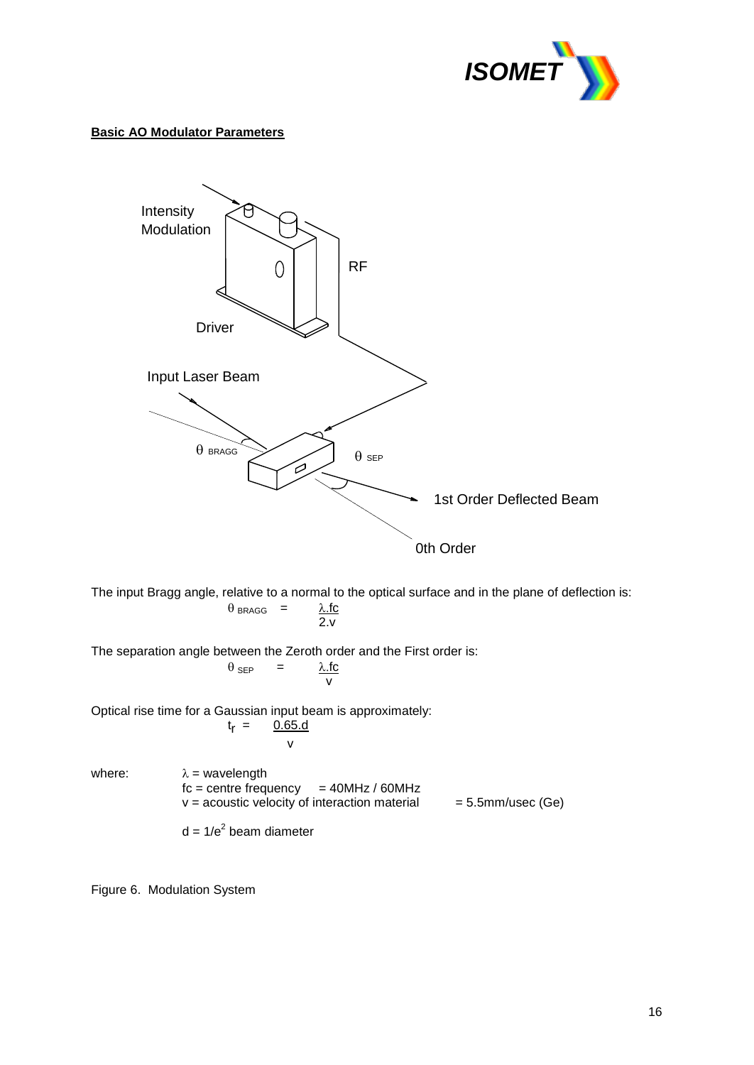## Basic AO Modulator Parameters

Intensity Modulation

RF

Driver

Input Laser Beam

$\theta_{BRAGG}$

$\theta_{SEP}$

1st Order Deflected Beam

0th Order

The input Bragg angle, relative to a normal to the optical surface and in the plane of deflection is:

$$\theta_{BRAGG} = \frac{\lambda . fc}{2 . v}$$

The separation angle between the Zeroth order and the First order is:

$$\theta_{SEP} = \frac{\lambda . fc}{v}$$

Optical rise time for a Gaussian input beam is approximately:

$$t_r = \frac{0.65 . d}{v}$$

where:

$\lambda$ = wavelength

fc = centre frequency = 40MHz / 60MHz

v = acoustic velocity of interaction material = 5.5mm/usec (Ge)

d = $1/e^2$ beam diameter

Figure 6. Modulation System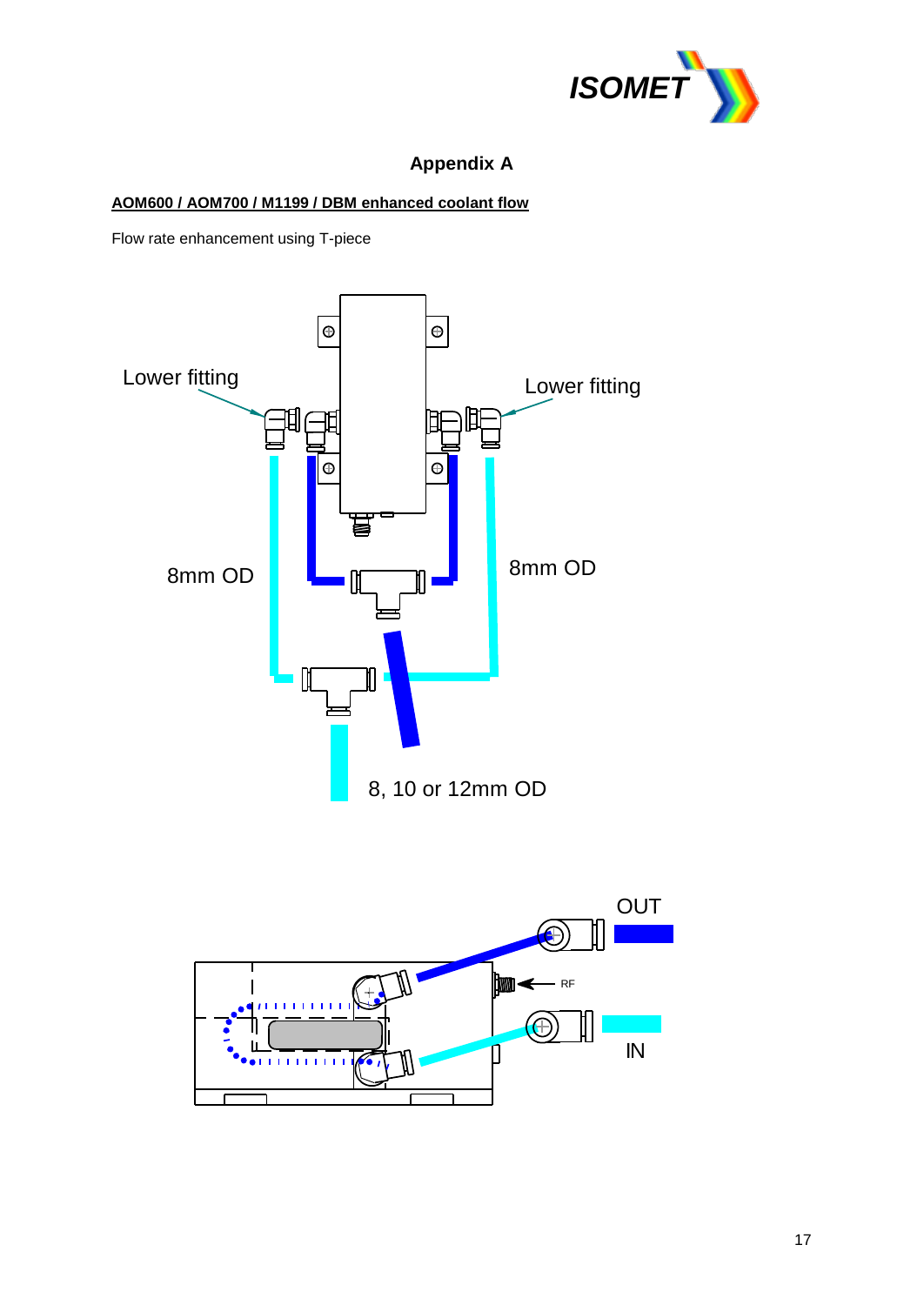# Appendix A

## AOM600 / AOM700 / M1199 / DBM enhanced coolant flow

Flow rate enhancement using T-piece

Lower fitting

Lower fitting

8mm OD

8mm OD

8, 10 or 12mm OD

OUT

RF

IN